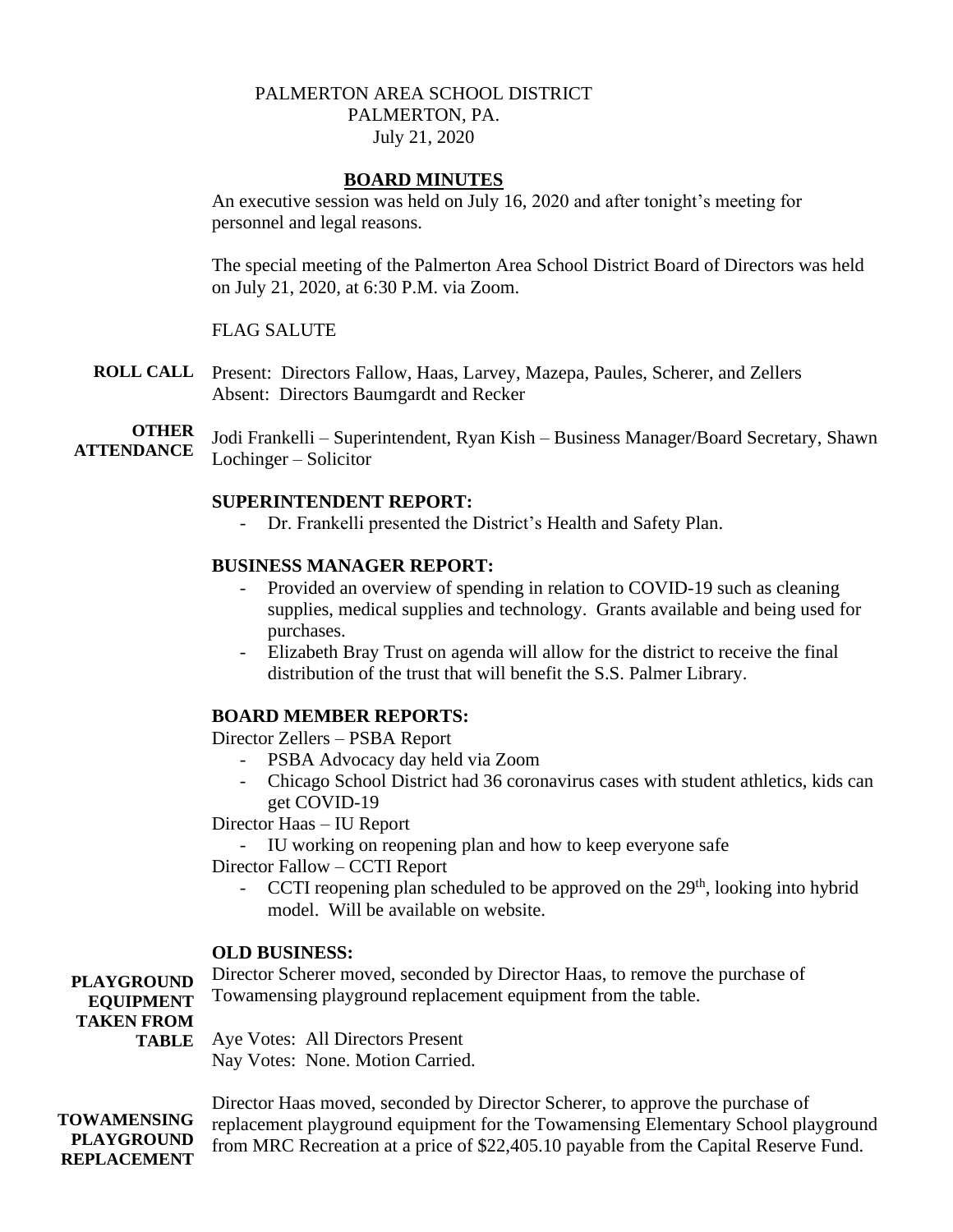PALMERTON AREA SCHOOL DISTRICT
PALMERTON, PA.
July 21, 2020

## BOARD MINUTES

An executive session was held on July 16, 2020 and after tonight's meeting for personnel and legal reasons.

The special meeting of the Palmerton Area School District Board of Directors was held on July 21, 2020, at 6:30 P.M. via Zoom.

FLAG SALUTE

**ROLL CALL** Present: Directors Fallow, Haas, Larvey, Mazepa, Paules, Scherer, and Zellers
Absent: Directors Baumgardt and Recker

**OTHER ATTENDANCE** Jodi Frankelli – Superintendent, Ryan Kish – Business Manager/Board Secretary, Shawn Lochinger – Solicitor

**SUPERINTENDENT REPORT:**

- Dr. Frankelli presented the District's Health and Safety Plan.

**BUSINESS MANAGER REPORT:**

- Provided an overview of spending in relation to COVID-19 such as cleaning supplies, medical supplies and technology. Grants available and being used for purchases.
- Elizabeth Bray Trust on agenda will allow for the district to receive the final distribution of the trust that will benefit the S.S. Palmer Library.

**BOARD MEMBER REPORTS:**

Director Zellers – PSBA Report

- PSBA Advocacy day held via Zoom
- Chicago School District had 36 coronavirus cases with student athletics, kids can get COVID-19

Director Haas – IU Report

- IU working on reopening plan and how to keep everyone safe

Director Fallow – CCTI Report

- CCTI reopening plan scheduled to be approved on the 29th, looking into hybrid model. Will be available on website.

**OLD BUSINESS:**

**PLAYGROUND EQUIPMENT TAKEN FROM TABLE**

Director Scherer moved, seconded by Director Haas, to remove the purchase of Towamensing playground replacement equipment from the table.

Aye Votes: All Directors Present
Nay Votes: None. Motion Carried.

**TOWAMENSING PLAYGROUND REPLACEMENT**

Director Haas moved, seconded by Director Scherer, to approve the purchase of replacement playground equipment for the Towamensing Elementary School playground from MRC Recreation at a price of $22,405.10 payable from the Capital Reserve Fund.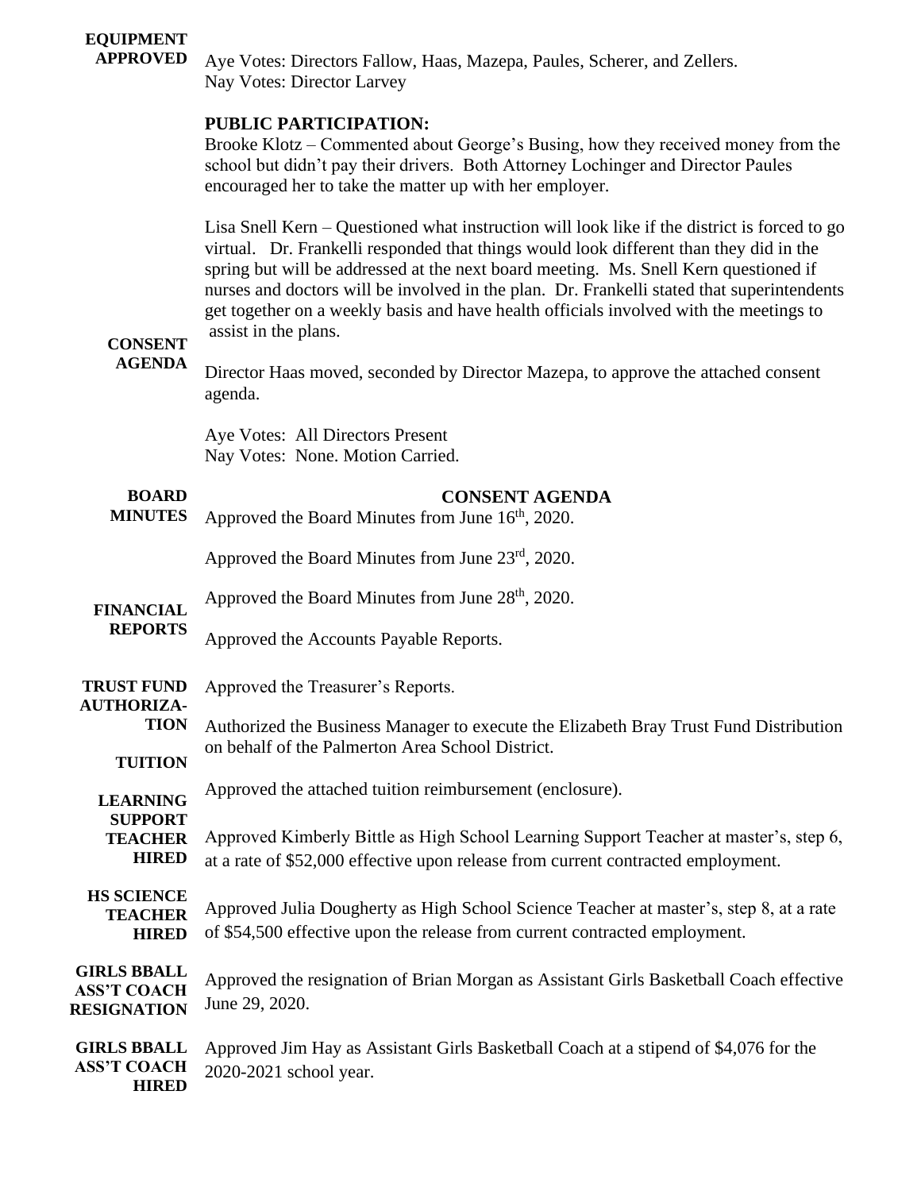**EQUIPMENT APPROVED**

Aye Votes: Directors Fallow, Haas, Mazepa, Paules, Scherer, and Zellers.
Nay Votes: Director Larvey

**PUBLIC PARTICIPATION:**

Brooke Klotz – Commented about George's Busing, how they received money from the school but didn't pay their drivers. Both Attorney Lochinger and Director Paules encouraged her to take the matter up with her employer.

Lisa Snell Kern – Questioned what instruction will look like if the district is forced to go virtual. Dr. Frankelli responded that things would look different than they did in the spring but will be addressed at the next board meeting. Ms. Snell Kern questioned if nurses and doctors will be involved in the plan. Dr. Frankelli stated that superintendents get together on a weekly basis and have health officials involved with the meetings to assist in the plans.

**CONSENT AGENDA**

Director Haas moved, seconded by Director Mazepa, to approve the attached consent agenda.

Aye Votes: All Directors Present
Nay Votes: None. Motion Carried.

**CONSENT AGENDA**

**BOARD MINUTES**

Approved the Board Minutes from June 16th, 2020.

Approved the Board Minutes from June 23rd, 2020.

Approved the Board Minutes from June 28th, 2020.

**FINANCIAL REPORTS**

Approved the Accounts Payable Reports.

Approved the Treasurer's Reports.

**TRUST FUND AUTHORIZATION**

Authorized the Business Manager to execute the Elizabeth Bray Trust Fund Distribution on behalf of the Palmerton Area School District.

**TUITION**

Approved the attached tuition reimbursement (enclosure).

**LEARNING SUPPORT TEACHER HIRED**

Approved Kimberly Bittle as High School Learning Support Teacher at master's, step 6, at a rate of $52,000 effective upon release from current contracted employment.

**HS SCIENCE TEACHER HIRED**

Approved Julia Dougherty as High School Science Teacher at master's, step 8, at a rate of $54,500 effective upon the release from current contracted employment.

**GIRLS BBALL ASS'T COACH RESIGNATION**

Approved the resignation of Brian Morgan as Assistant Girls Basketball Coach effective June 29, 2020.

**GIRLS BBALL ASS'T COACH HIRED**

Approved Jim Hay as Assistant Girls Basketball Coach at a stipend of $4,076 for the 2020-2021 school year.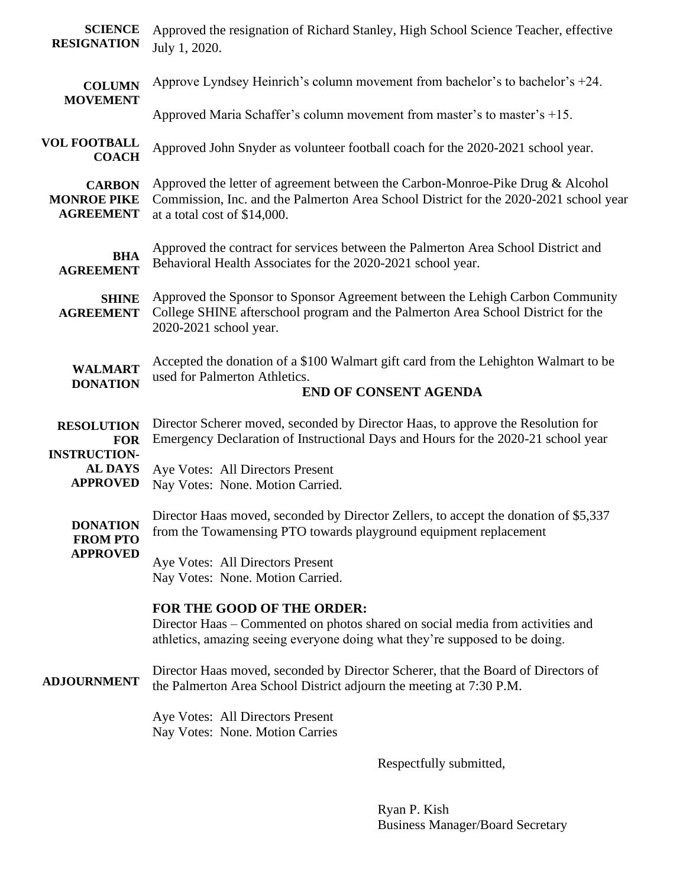**SCIENCE RESIGNATION** Approved the resignation of Richard Stanley, High School Science Teacher, effective July 1, 2020.

**COLUMN MOVEMENT** Approve Lyndsey Heinrich's column movement from bachelor's to bachelor's +24.

Approved Maria Schaffer's column movement from master's to master's +15.

**VOL FOOTBALL COACH** Approved John Snyder as volunteer football coach for the 2020-2021 school year.

**CARBON MONROE PIKE AGREEMENT** Approved the letter of agreement between the Carbon-Monroe-Pike Drug & Alcohol Commission, Inc. and the Palmerton Area School District for the 2020-2021 school year at a total cost of $14,000.

**BHA AGREEMENT** Approved the contract for services between the Palmerton Area School District and Behavioral Health Associates for the 2020-2021 school year.

**SHINE AGREEMENT** Approved the Sponsor to Sponsor Agreement between the Lehigh Carbon Community College SHINE afterschool program and the Palmerton Area School District for the 2020-2021 school year.

**WALMART DONATION** Accepted the donation of a $100 Walmart gift card from the Lehighton Walmart to be used for Palmerton Athletics.

**END OF CONSENT AGENDA**

**RESOLUTION FOR INSTRUCTIONAL DAYS APPROVED** Director Scherer moved, seconded by Director Haas, to approve the Resolution for Emergency Declaration of Instructional Days and Hours for the 2020-21 school year

Aye Votes: All Directors Present
Nay Votes: None. Motion Carried.

**DONATION FROM PTO APPROVED** Director Haas moved, seconded by Director Zellers, to accept the donation of $5,337 from the Towamensing PTO towards playground equipment replacement

Aye Votes: All Directors Present
Nay Votes: None. Motion Carried.

**FOR THE GOOD OF THE ORDER:**
Director Haas – Commented on photos shared on social media from activities and athletics, amazing seeing everyone doing what they're supposed to be doing.

**ADJOURNMENT** Director Haas moved, seconded by Director Scherer, that the Board of Directors of the Palmerton Area School District adjourn the meeting at 7:30 P.M.

Aye Votes: All Directors Present
Nay Votes: None. Motion Carries

Respectfully submitted,

Ryan P. Kish
Business Manager/Board Secretary